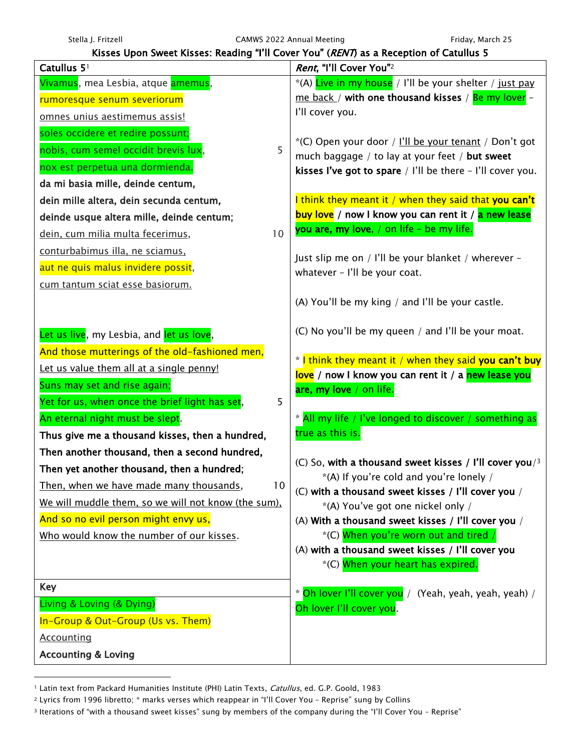Stella J. Fritzell — CAMWS 2022 Annual Meeting — Friday, March 25

# Kisses Upon Sweet Kisses: Reading "I'll Cover You" (*RENT*) as a Reception of Catullus 5

| Catullus 5[1] | *Rent*, "I'll Cover You"[2] |
|---|---|
| Vivamus, mea Lesbia, atque amemus,<br>rumoresque senum severiorum<br>omnes unius aestimemus assis!<br>soles occidere et redire possunt;<br>nobis, cum semel occidit brevis lux, 5<br>nox est perpetua una dormienda.<br>**da mi basia mille, deinde centum,**<br>**dein mille altera, dein secunda centum,**<br>**deinde usque altera mille, deinde centum;**<br>dein, cum milia multa fecerimus, 10<br>conturbabimus illa, ne sciamus,<br>aut ne quis malus invidere possit,<br>cum tantum sciat esse basiorum.<br><br>Let us live, my Lesbia, and let us love,<br>And those mutterings of the old-fashioned men,<br>Let us value them all at a single penny!<br>Suns may set and rise again;<br>Yet for us, when once the brief light has set, 5<br>An eternal night must be slept.<br>**Thus give me a thousand kisses, then a hundred,**<br>**Then another thousand, then a second hundred,**<br>**Then yet another thousand, then a hundred;**<br>Then, when we have made many thousands, 10<br>We will muddle them, so we will not know (the sum),<br>And so no evil person might envy us,<br>Who would know the number of our kisses. | \*(A) Live in my house / I'll be your shelter / just pay me back / **with one thousand kisses** / Be my lover – I'll cover you.<br><br>\*(C) Open your door / I'll be your tenant / Don't got much baggage / to lay at your feet / **but sweet kisses I've got to spare** / I'll be there – I'll cover you.<br><br>I think they meant it / when they said that **you can't buy love** / **now I know you can rent it** / **a new lease you are, my love,** / on life – be my life.<br><br>Just slip me on / I'll be your blanket / wherever – whatever – I'll be your coat.<br><br>(A) You'll be my king / and I'll be your castle.<br><br>(C) No you'll be my queen / and I'll be your moat.<br><br>\* I think they meant it / when they said **you can't buy love** / **now I know you can rent it** / **a new lease you are, my love** / on life.<br><br>\* All my life / I've longed to discover / something as true as this is.<br><br>(C) So, **with a thousand sweet kisses / I'll cover you**/[3]<br>\*(A) If you're cold and you're lonely /<br>(C) **with a thousand sweet kisses / I'll cover you** /<br>\*(A) You've got one nickel only /<br>(A) **With a thousand sweet kisses / I'll cover you** /<br>\*(C) When you're worn out and tired /<br>(A) **with a thousand sweet kisses / I'll cover you**<br>\*(C) When your heart has expired.<br><br>\* Oh lover I'll cover you / (Yeah, yeah, yeah, yeah) / Oh lover I'll cover you. |

**Key**

- Living & Loving (& Dying)
- In-Group & Out-Group (Us vs. Them)
- Accounting
- **Accounting & Loving**

[1] Latin text from Packard Humanities Institute (PHI) Latin Texts, *Catullus*, ed. G.P. Goold, 1983

[2] Lyrics from 1996 libretto; \* marks verses which reappear in "I'll Cover You – Reprise" sung by Collins

[3] Iterations of "with a thousand sweet kisses" sung by members of the company during the "I'll Cover You – Reprise"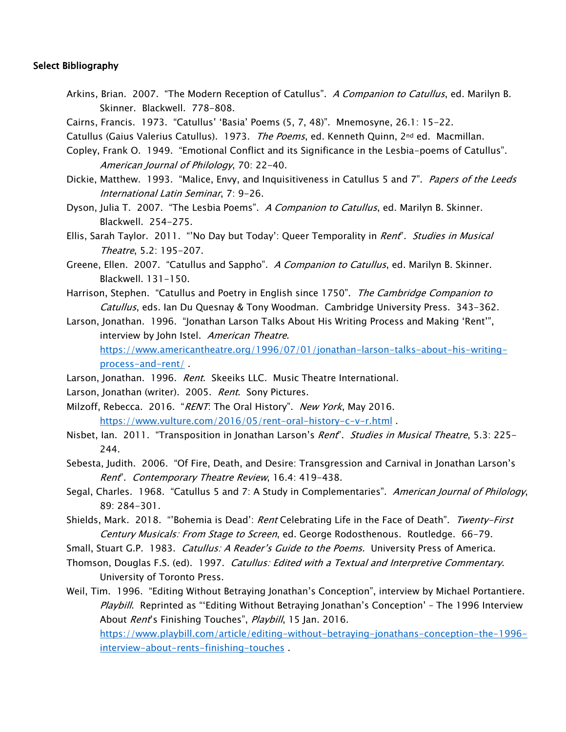**Select Bibliography**

Arkins, Brian. 2007. "The Modern Reception of Catullus". *A Companion to Catullus*, ed. Marilyn B. Skinner. Blackwell. 778-808.

Cairns, Francis. 1973. "Catullus' 'Basia' Poems (5, 7, 48)". Mnemosyne, 26.1: 15-22.

Catullus (Gaius Valerius Catullus). 1973. *The Poems*, ed. Kenneth Quinn, 2nd ed. Macmillan.

Copley, Frank O. 1949. "Emotional Conflict and its Significance in the Lesbia-poems of Catullus". *American Journal of Philology*, 70: 22-40.

Dickie, Matthew. 1993. "Malice, Envy, and Inquisitiveness in Catullus 5 and 7". *Papers of the Leeds International Latin Seminar*, 7: 9-26.

Dyson, Julia T. 2007. "The Lesbia Poems". *A Companion to Catullus*, ed. Marilyn B. Skinner. Blackwell. 254-275.

Ellis, Sarah Taylor. 2011. "'No Day but Today': Queer Temporality in *Rent*". *Studies in Musical Theatre*, 5.2: 195-207.

Greene, Ellen. 2007. "Catullus and Sappho". *A Companion to Catullus*, ed. Marilyn B. Skinner. Blackwell. 131-150.

Harrison, Stephen. "Catullus and Poetry in English since 1750". *The Cambridge Companion to Catullus*, eds. Ian Du Quesnay & Tony Woodman. Cambridge University Press. 343-362.

Larson, Jonathan. 1996. "Jonathan Larson Talks About His Writing Process and Making 'Rent'", interview by John Istel. *American Theatre*. https://www.americantheatre.org/1996/07/01/jonathan-larson-talks-about-his-writing-process-and-rent/ .

Larson, Jonathan. 1996. *Rent*. Skeeiks LLC. Music Theatre International.

Larson, Jonathan (writer). 2005. *Rent*. Sony Pictures.

Milzoff, Rebecca. 2016. "*RENT*: The Oral History". *New York*, May 2016. https://www.vulture.com/2016/05/rent-oral-history-c-v-r.html .

Nisbet, Ian. 2011. "Transposition in Jonathan Larson's *Rent*". *Studies in Musical Theatre*, 5.3: 225-244.

Sebesta, Judith. 2006. "Of Fire, Death, and Desire: Transgression and Carnival in Jonathan Larson's *Rent*". *Contemporary Theatre Review*, 16.4: 419-438.

Segal, Charles. 1968. "Catullus 5 and 7: A Study in Complementaries". *American Journal of Philology*, 89: 284-301.

Shields, Mark. 2018. "'Bohemia is Dead': *Rent* Celebrating Life in the Face of Death". *Twenty-First Century Musicals: From Stage to Screen*, ed. George Rodosthenous. Routledge. 66-79.

Small, Stuart G.P. 1983. *Catullus: A Reader's Guide to the Poems*. University Press of America.

Thomson, Douglas F.S. (ed). 1997. *Catullus: Edited with a Textual and Interpretive Commentary*. University of Toronto Press.

Weil, Tim. 1996. "Editing Without Betraying Jonathan's Conception", interview by Michael Portantiere. *Playbill*. Reprinted as "'Editing Without Betraying Jonathan's Conception' – The 1996 Interview About *Rent*'s Finishing Touches", *Playbill*, 15 Jan. 2016. https://www.playbill.com/article/editing-without-betraying-jonathans-conception-the-1996-interview-about-rents-finishing-touches .